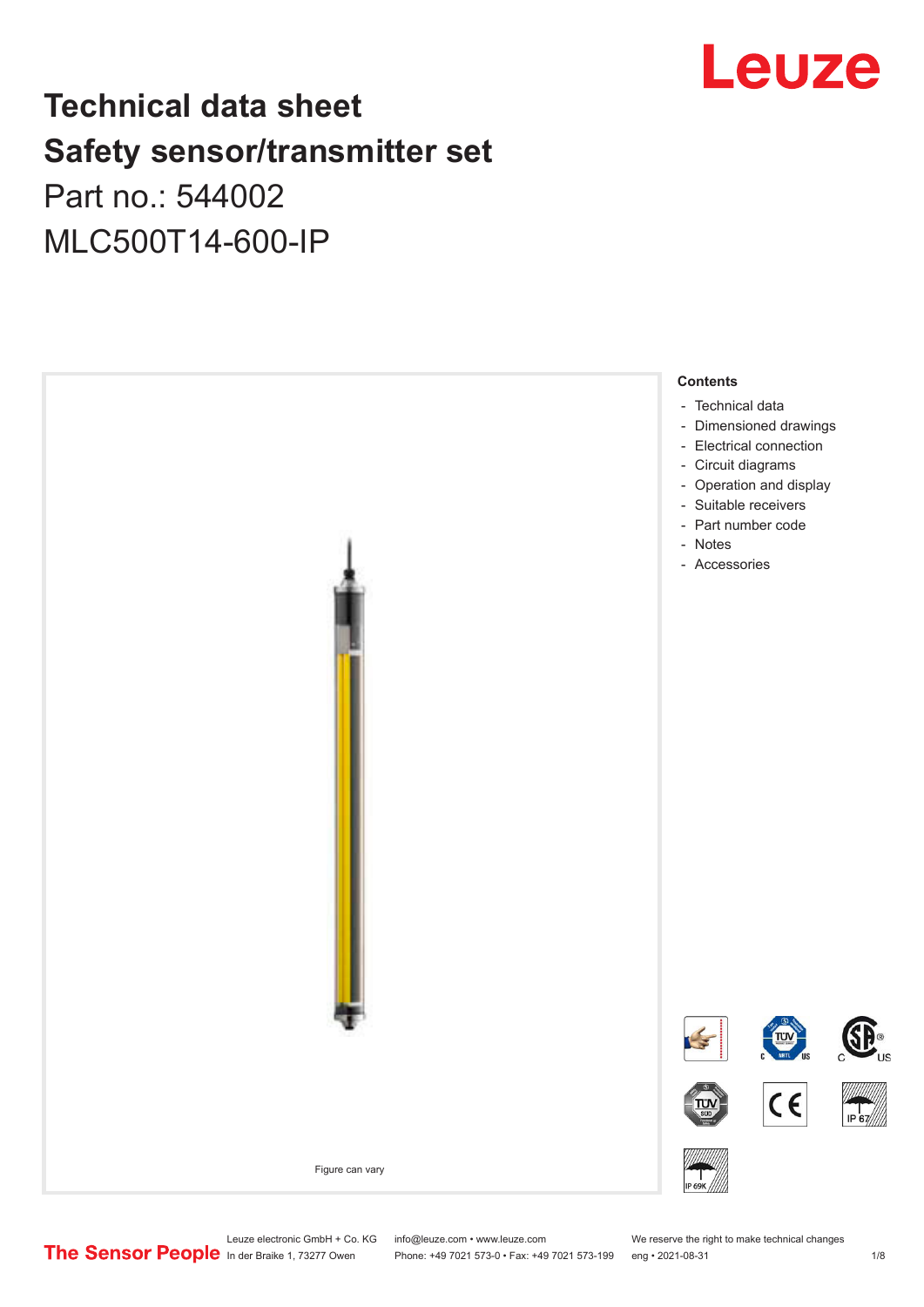# Technical data sheet
# Safety sensor/transmitter set
## Part no.: 544002
## MLC500T14-600-IP

Figure can vary

**Contents**

- Technical data
- Dimensioned drawings
- Electrical connection
- Circuit diagrams
- Operation and display
- Suitable receivers
- Part number code
- Notes
- Accessories

Leuze electronic GmbH + Co. KG
In der Braike 1, 73277 Owen

info@leuze.com • www.leuze.com
Phone: +49 7021 573-0 • Fax: +49 7021 573-199

We reserve the right to make technical changes
eng • 2021-08-31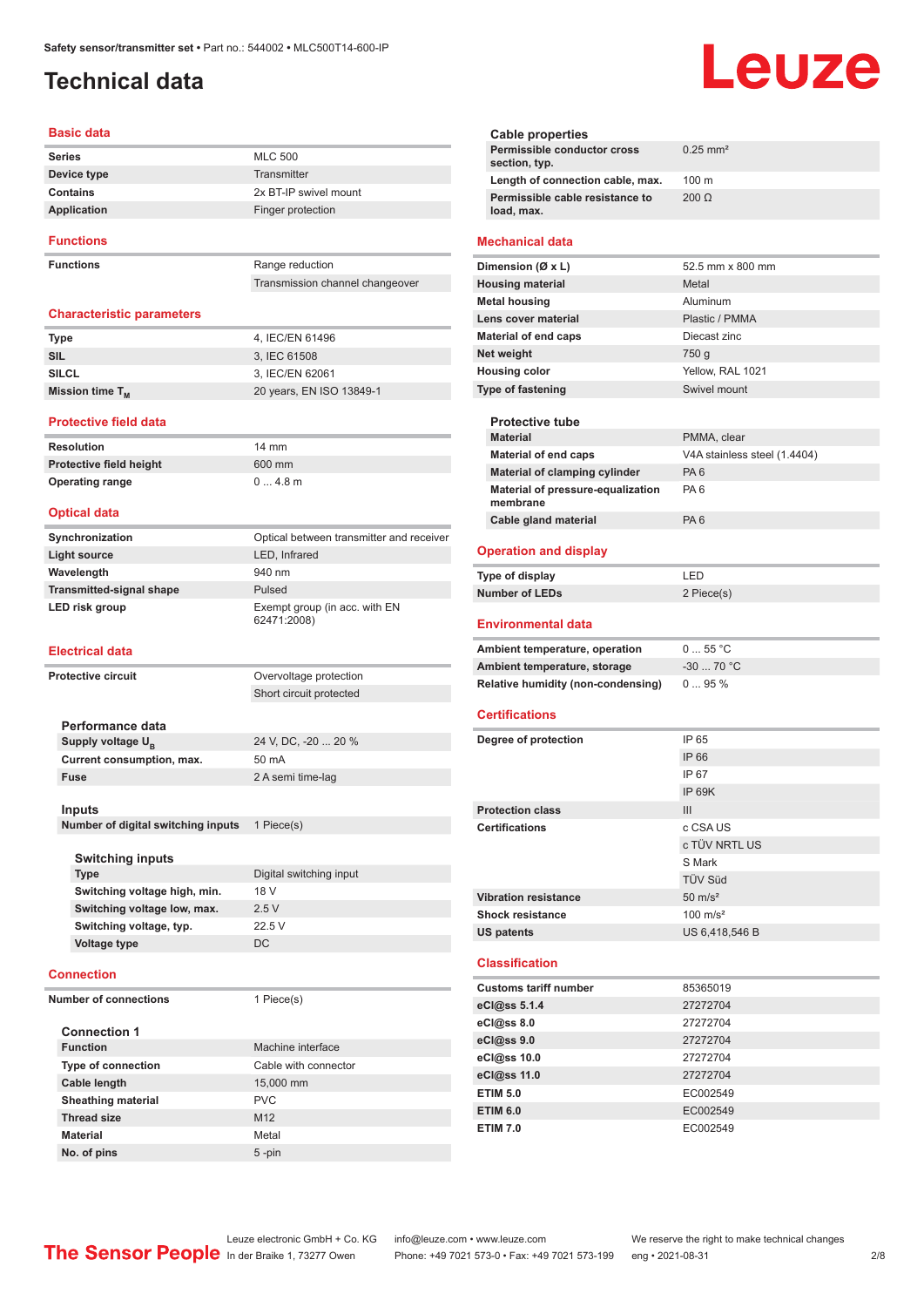# Technical data

## Basic data

| | |
|---|---|
| Series | MLC 500 |
| Device type | Transmitter |
| Contains | 2x BT-IP swivel mount |
| Application | Finger protection |

## Functions

| | |
|---|---|
| Functions | Range reduction |
| | Transmission channel changeover |

## Characteristic parameters

| | |
|---|---|
| Type | 4, IEC/EN 61496 |
| SIL | 3, IEC 61508 |
| SILCL | 3, IEC/EN 62061 |
| Mission time $T_M$ | 20 years, EN ISO 13849-1 |

## Protective field data

| | |
|---|---|
| Resolution | 14 mm |
| Protective field height | 600 mm |
| Operating range | 0 ... 4.8 m |

## Optical data

| | |
|---|---|
| Synchronization | Optical between transmitter and receiver |
| Light source | LED, Infrared |
| Wavelength | 940 nm |
| Transmitted-signal shape | Pulsed |
| LED risk group | Exempt group (in acc. with EN 62471:2008) |

## Electrical data

| | |
|---|---|
| Protective circuit | Overvoltage protection |
| | Short circuit protected |

### Performance data

| | |
|---|---|
| Supply voltage $U_B$ | 24 V, DC, -20 ... 20 % |
| Current consumption, max. | 50 mA |
| Fuse | 2 A semi time-lag |

### Inputs

| | |
|---|---|
| Number of digital switching inputs | 1 Piece(s) |

#### Switching inputs

| | |
|---|---|
| Type | Digital switching input |
| Switching voltage high, min. | 18 V |
| Switching voltage low, max. | 2.5 V |
| Switching voltage, typ. | 22.5 V |
| Voltage type | DC |

## Connection

| | |
|---|---|
| Number of connections | 1 Piece(s) |

### Connection 1

| | |
|---|---|
| Function | Machine interface |
| Type of connection | Cable with connector |
| Cable length | 15,000 mm |
| Sheathing material | PVC |
| Thread size | M12 |
| Material | Metal |
| No. of pins | 5 -pin |

### Cable properties

| | |
|---|---|
| Permissible conductor cross section, typ. | 0.25 mm² |
| Length of connection cable, max. | 100 m |
| Permissible cable resistance to load, max. | 200 Ω |

## Mechanical data

| | |
|---|---|
| Dimension (Ø x L) | 52.5 mm x 800 mm |
| Housing material | Metal |
| Metal housing | Aluminum |
| Lens cover material | Plastic / PMMA |
| Material of end caps | Diecast zinc |
| Net weight | 750 g |
| Housing color | Yellow, RAL 1021 |
| Type of fastening | Swivel mount |

### Protective tube

| | |
|---|---|
| Material | PMMA, clear |
| Material of end caps | V4A stainless steel (1.4404) |
| Material of clamping cylinder | PA 6 |
| Material of pressure-equalization membrane | PA 6 |
| Cable gland material | PA 6 |

## Operation and display

| | |
|---|---|
| Type of display | LED |
| Number of LEDs | 2 Piece(s) |

## Environmental data

| | |
|---|---|
| Ambient temperature, operation | 0 ... 55 °C |
| Ambient temperature, storage | -30 ... 70 °C |
| Relative humidity (non-condensing) | 0 ... 95 % |

## Certifications

| | |
|---|---|
| Degree of protection | IP 65 |
| | IP 66 |
| | IP 67 |
| | IP 69K |
| Protection class | III |
| Certifications | c CSA US |
| | c TÜV NRTL US |
| | S Mark |
| | TÜV Süd |
| Vibration resistance | 50 m/s² |
| Shock resistance | 100 m/s² |
| US patents | US 6,418,546 B |

## Classification

| | |
|---|---|
| Customs tariff number | 85365019 |
| eCl@ss 5.1.4 | 27272704 |
| eCl@ss 8.0 | 27272704 |
| eCl@ss 9.0 | 27272704 |
| eCl@ss 10.0 | 27272704 |
| eCl@ss 11.0 | 27272704 |
| ETIM 5.0 | EC002549 |
| ETIM 6.0 | EC002549 |
| ETIM 7.0 | EC002549 |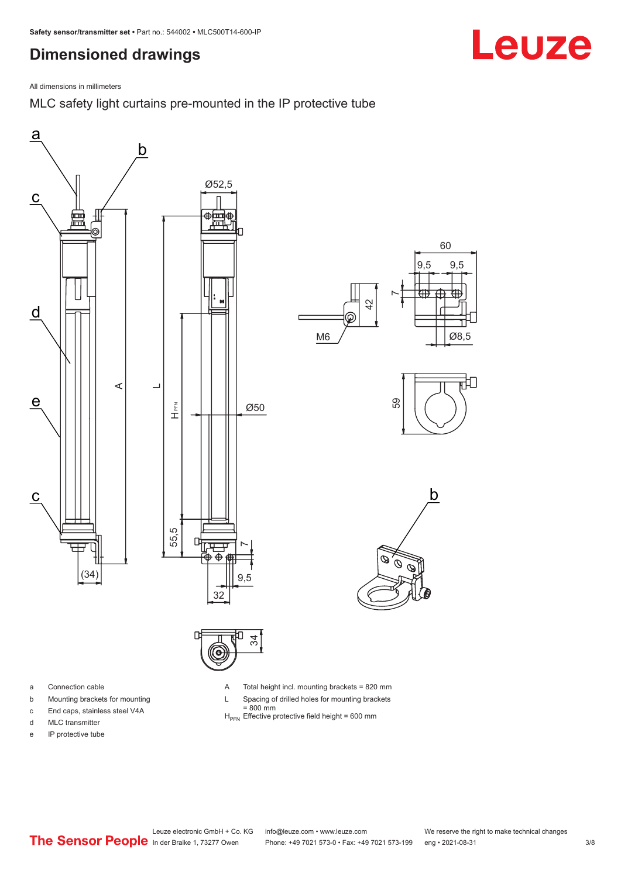# Dimensioned drawings

All dimensions in millimeters

## MLC safety light curtains pre-mounted in the IP protective tube

a Connection cable

b Mounting brackets for mounting

c End caps, stainless steel V4A

d MLC transmitter

e IP protective tube

A Total height incl. mounting brackets = 820 mm

L Spacing of drilled holes for mounting brackets = 800 mm

$H_{PFN}$ Effective protective field height = 600 mm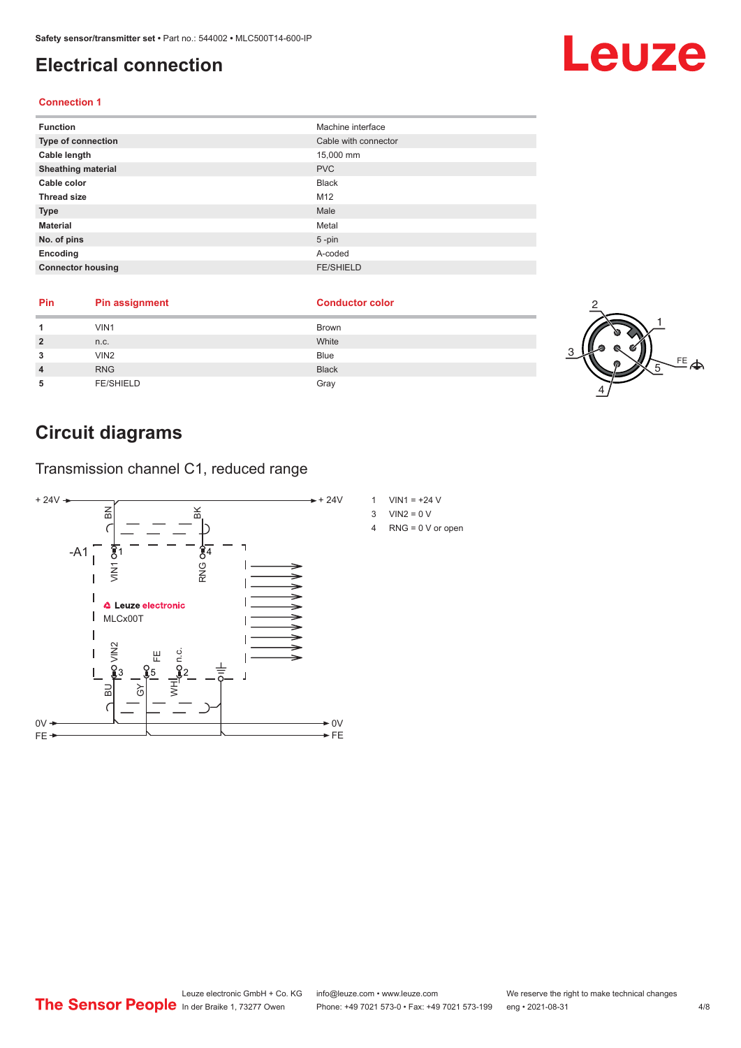# Electrical connection

### Connection 1

| Function | Machine interface |
|---|---|
| Type of connection | Cable with connector |
| Cable length | 15,000 mm |
| Sheathing material | PVC |
| Cable color | Black |
| Thread size | M12 |
| Type | Male |
| Material | Metal |
| No. of pins | 5 -pin |
| Encoding | A-coded |
| Connector housing | FE/SHIELD |

| Pin | Pin assignment | Conductor color |
|---|---|---|
| 1 | VIN1 | Brown |
| 2 | n.c. | White |
| 3 | VIN2 | Blue |
| 4 | RNG | Black |
| 5 | FE/SHIELD | Gray |

# Circuit diagrams

## Transmission channel C1, reduced range

1 VIN1 = +24 V
3 VIN2 = 0 V
4 RNG = 0 V or open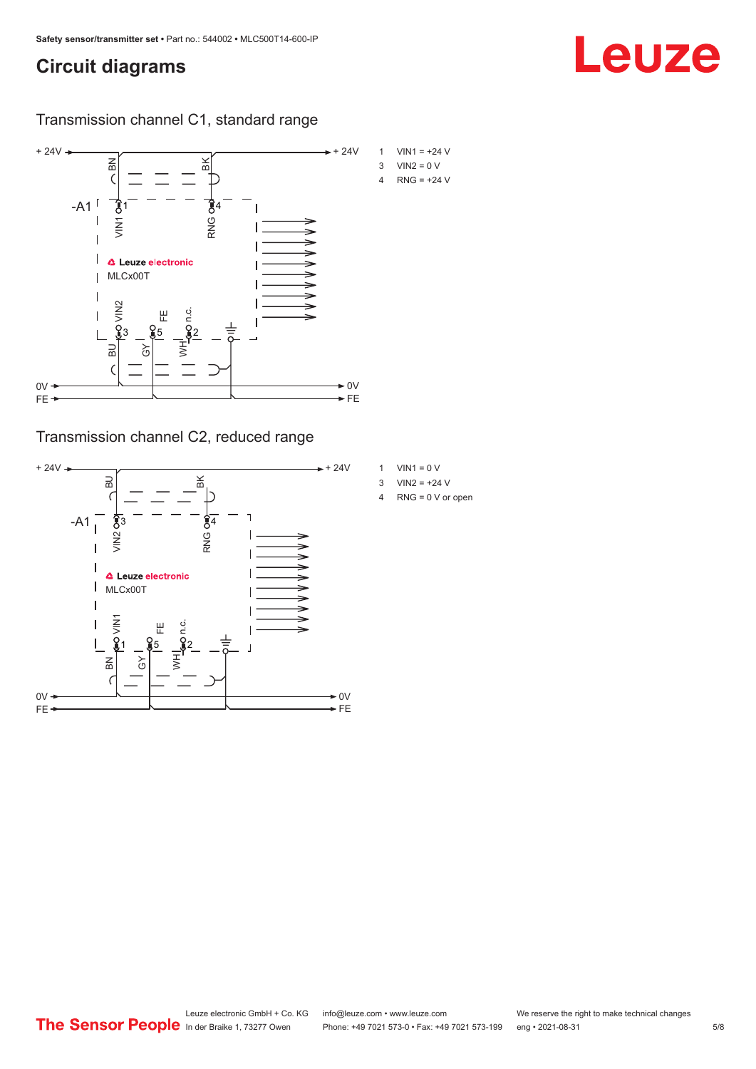# Circuit diagrams

## Transmission channel C1, standard range

1 VIN1 = +24 V
3 VIN2 = 0 V
4 RNG = +24 V

## Transmission channel C2, reduced range

1 VIN1 = 0 V
3 VIN2 = +24 V
4 RNG = 0 V or open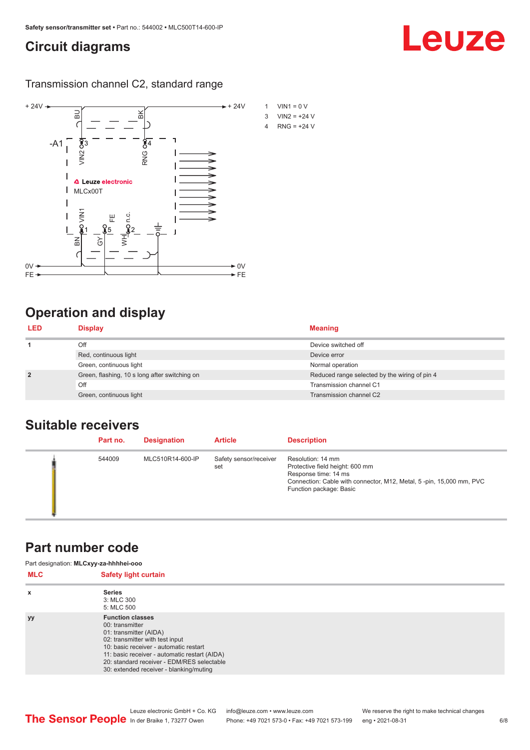# Circuit diagrams

## Transmission channel C2, standard range

1 VIN1 = 0 V
3 VIN2 = +24 V
4 RNG = +24 V

# Operation and display

| LED | Display | Meaning |
|---|---|---|
| 1 | Off | Device switched off |
| | Red, continuous light | Device error |
| | Green, continuous light | Normal operation |
| 2 | Green, flashing, 10 s long after switching on | Reduced range selected by the wiring of pin 4 |
| | Off | Transmission channel C1 |
| | Green, continuous light | Transmission channel C2 |

# Suitable receivers

| | Part no. | Designation | Article | Description |
|---|---|---|---|---|
| | 544009 | MLC510R14-600-IP | Safety sensor/receiver set | Resolution: 14 mm<br>Protective field height: 600 mm<br>Response time: 14 ms<br>Connection: Cable with connector, M12, Metal, 5 -pin, 15,000 mm, PVC<br>Function package: Basic |

# Part number code

Part designation: **MLCxyy-za-hhhhei-ooo**

| MLC | Safety light curtain |
|---|---|
| x | **Series**<br>3: MLC 300<br>5: MLC 500 |
| yy | **Function classes**<br>00: transmitter<br>01: transmitter (AIDA)<br>02: transmitter with test input<br>10: basic receiver - automatic restart<br>11: basic receiver - automatic restart (AIDA)<br>20: standard receiver - EDM/RES selectable<br>30: extended receiver - blanking/muting |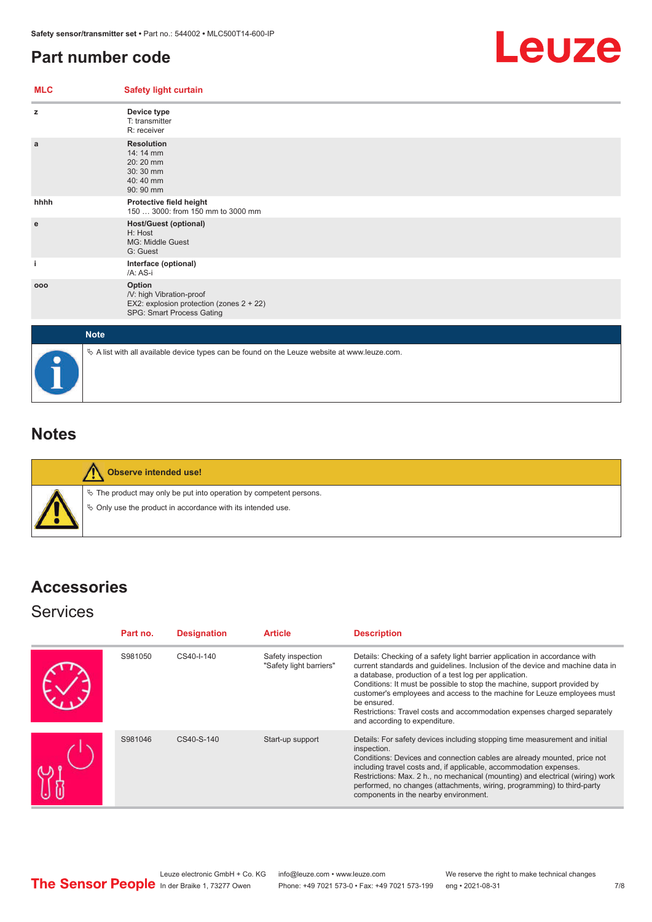# Part number code

| MLC | Safety light curtain |
|---|---|
| z | **Device type**<br>T: transmitter<br>R: receiver |
| a | **Resolution**<br>14: 14 mm<br>20: 20 mm<br>30: 30 mm<br>40: 40 mm<br>90: 90 mm |
| hhhh | **Protective field height**<br>150 … 3000: from 150 mm to 3000 mm |
| e | **Host/Guest (optional)**<br>H: Host<br>MG: Middle Guest<br>G: Guest |
| i | **Interface (optional)**<br>/A: AS-i |
| ooo | **Option**<br>/V: high Vibration-proof<br>EX2: explosion protection (zones 2 + 22)<br>SPG: Smart Process Gating |

**Note**

- A list with all available device types can be found on the Leuze website at www.leuze.com.

## Notes

**Observe intended use!**

- The product may only be put into operation by competent persons.
- Only use the product in accordance with its intended use.

## Accessories

### Services

| Part no. | Designation | Article | Description |
|---|---|---|---|
| S981050 | CS40-I-140 | Safety inspection "Safety light barriers" | Details: Checking of a safety light barrier application in accordance with current standards and guidelines. Inclusion of the device and machine data in a database, production of a test log per application.<br>Conditions: It must be possible to stop the machine, support provided by customer's employees and access to the machine for Leuze employees must be ensured.<br>Restrictions: Travel costs and accommodation expenses charged separately and according to expenditure. |
| S981046 | CS40-S-140 | Start-up support | Details: For safety devices including stopping time measurement and initial inspection.<br>Conditions: Devices and connection cables are already mounted, price not including travel costs and, if applicable, accommodation expenses.<br>Restrictions: Max. 2 h., no mechanical (mounting) and electrical (wiring) work performed, no changes (attachments, wiring, programming) to third-party components in the nearby environment. |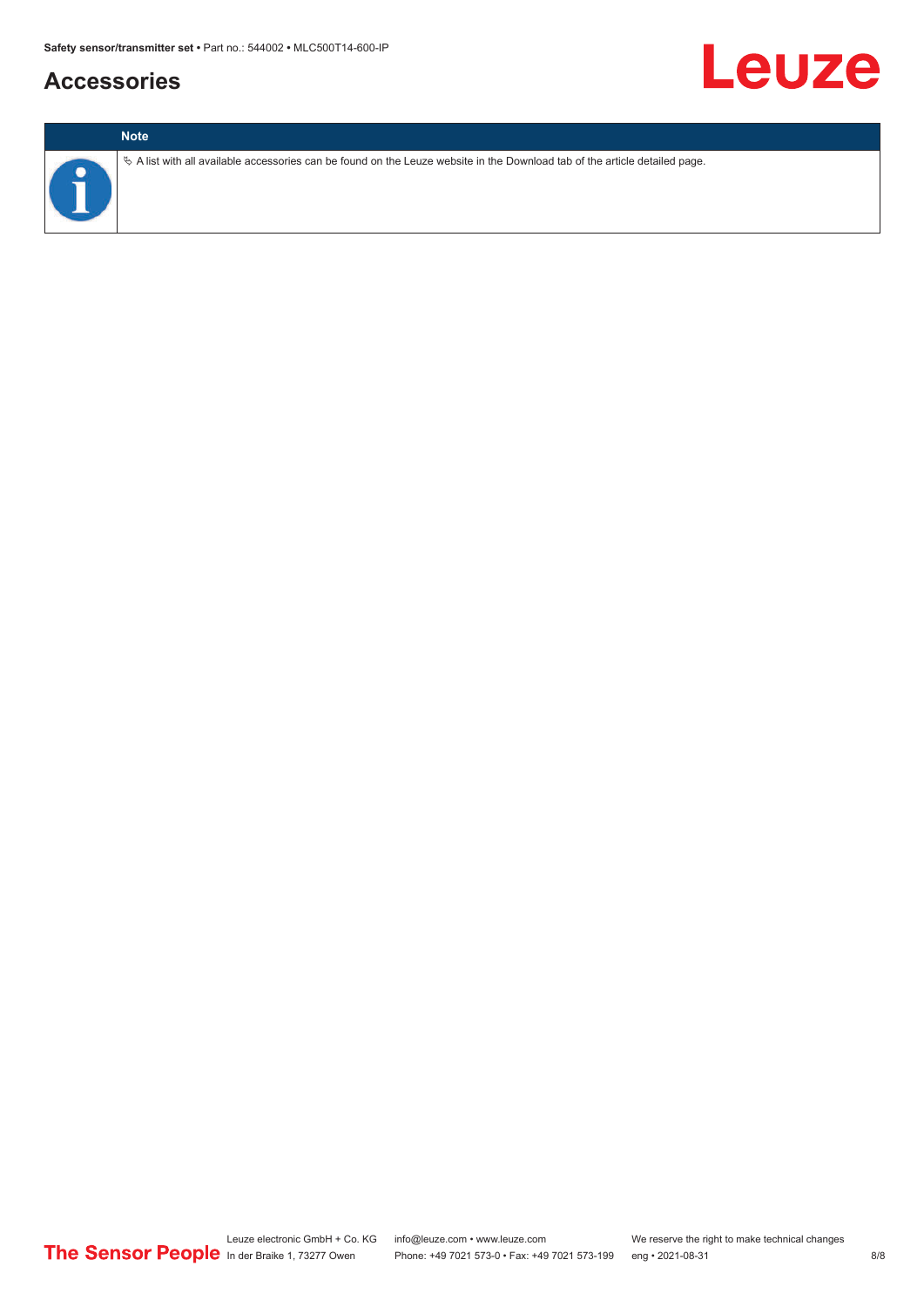## Accessories

| | Note |
|---|---|
| | ✎ A list with all available accessories can be found on the Leuze website in the Download tab of the article detailed page. |